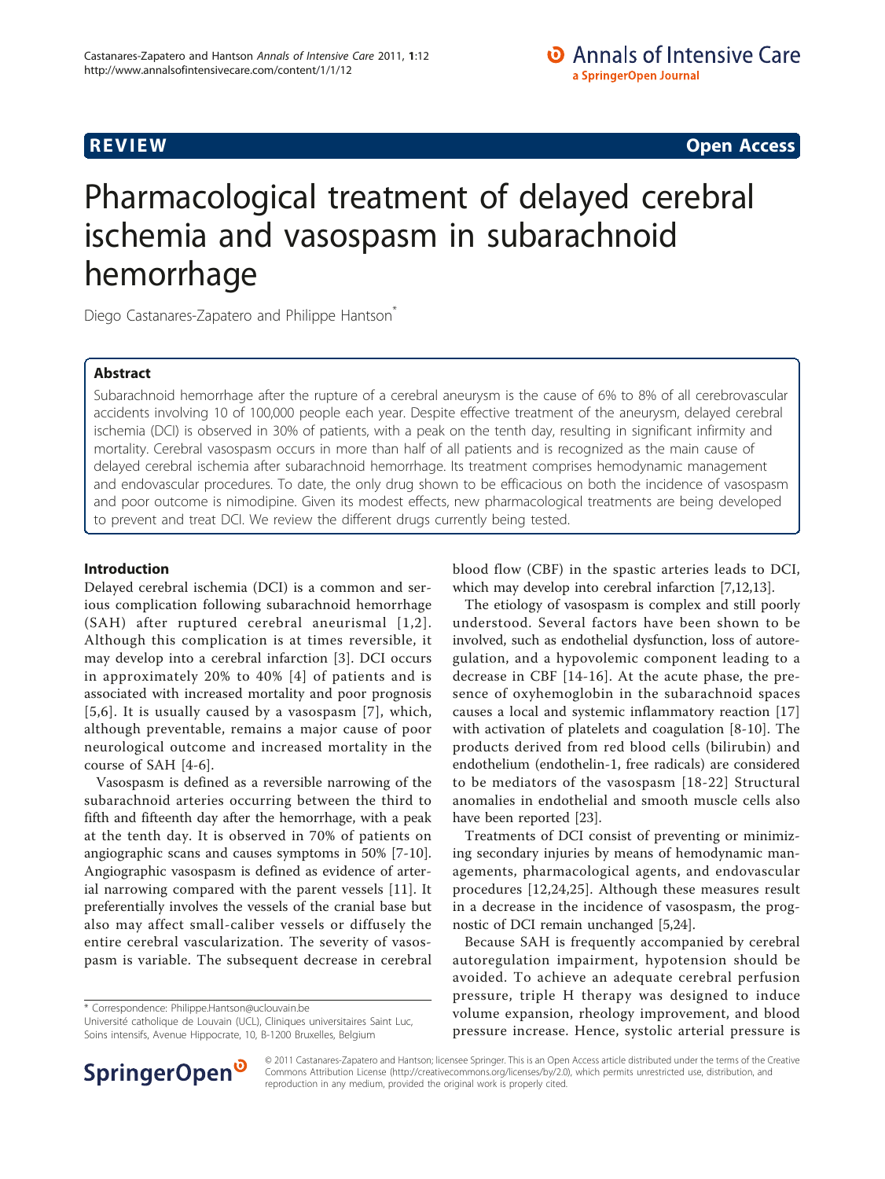REVIEW Open Access

# Pharmacological treatment of delayed cerebral ischemia and vasospasm in subarachnoid hemorrhage

Diego Castanares-Zapatero and Philippe Hantson[*]

## Abstract

Subarachnoid hemorrhage after the rupture of a cerebral aneurysm is the cause of 6% to 8% of all cerebrovascular accidents involving 10 of 100,000 people each year. Despite effective treatment of the aneurysm, delayed cerebral ischemia (DCI) is observed in 30% of patients, with a peak on the tenth day, resulting in significant infirmity and mortality. Cerebral vasospasm occurs in more than half of all patients and is recognized as the main cause of delayed cerebral ischemia after subarachnoid hemorrhage. Its treatment comprises hemodynamic management and endovascular procedures. To date, the only drug shown to be efficacious on both the incidence of vasospasm and poor outcome is nimodipine. Given its modest effects, new pharmacological treatments are being developed to prevent and treat DCI. We review the different drugs currently being tested.

## Introduction

Delayed cerebral ischemia (DCI) is a common and serious complication following subarachnoid hemorrhage (SAH) after ruptured cerebral aneurismal [1,2]. Although this complication is at times reversible, it may develop into a cerebral infarction [3]. DCI occurs in approximately 20% to 40% [4] of patients and is associated with increased mortality and poor prognosis [5,6]. It is usually caused by a vasospasm [7], which, although preventable, remains a major cause of poor neurological outcome and increased mortality in the course of SAH [4-6].

Vasospasm is defined as a reversible narrowing of the subarachnoid arteries occurring between the third to fifth and fifteenth day after the hemorrhage, with a peak at the tenth day. It is observed in 70% of patients on angiographic scans and causes symptoms in 50% [7-10]. Angiographic vasospasm is defined as evidence of arterial narrowing compared with the parent vessels [11]. It preferentially involves the vessels of the cranial base but also may affect small-caliber vessels or diffusely the entire cerebral vascularization. The severity of vasospasm is variable. The subsequent decrease in cerebral blood flow (CBF) in the spastic arteries leads to DCI, which may develop into cerebral infarction [7,12,13].

The etiology of vasospasm is complex and still poorly understood. Several factors have been shown to be involved, such as endothelial dysfunction, loss of autoregulation, and a hypovolemic component leading to a decrease in CBF [14-16]. At the acute phase, the presence of oxyhemoglobin in the subarachnoid spaces causes a local and systemic inflammatory reaction [17] with activation of platelets and coagulation [8-10]. The products derived from red blood cells (bilirubin) and endothelium (endothelin-1, free radicals) are considered to be mediators of the vasospasm [18-22] Structural anomalies in endothelial and smooth muscle cells also have been reported [23].

Treatments of DCI consist of preventing or minimizing secondary injuries by means of hemodynamic managements, pharmacological agents, and endovascular procedures [12,24,25]. Although these measures result in a decrease in the incidence of vasospasm, the prognostic of DCI remain unchanged [5,24].

Because SAH is frequently accompanied by cerebral autoregulation impairment, hypotension should be avoided. To achieve an adequate cerebral perfusion pressure, triple H therapy was designed to induce volume expansion, rheology improvement, and blood pressure increase. Hence, systolic arterial pressure is

\* Correspondence: Philippe.Hantson@uclouvain.be
Université catholique de Louvain (UCL), Cliniques universitaires Saint Luc, Soins intensifs, Avenue Hippocrate, 10, B-1200 Bruxelles, Belgium

© 2011 Castanares-Zapatero and Hantson; licensee Springer. This is an Open Access article distributed under the terms of the Creative Commons Attribution License (http://creativecommons.org/licenses/by/2.0), which permits unrestricted use, distribution, and reproduction in any medium, provided the original work is properly cited.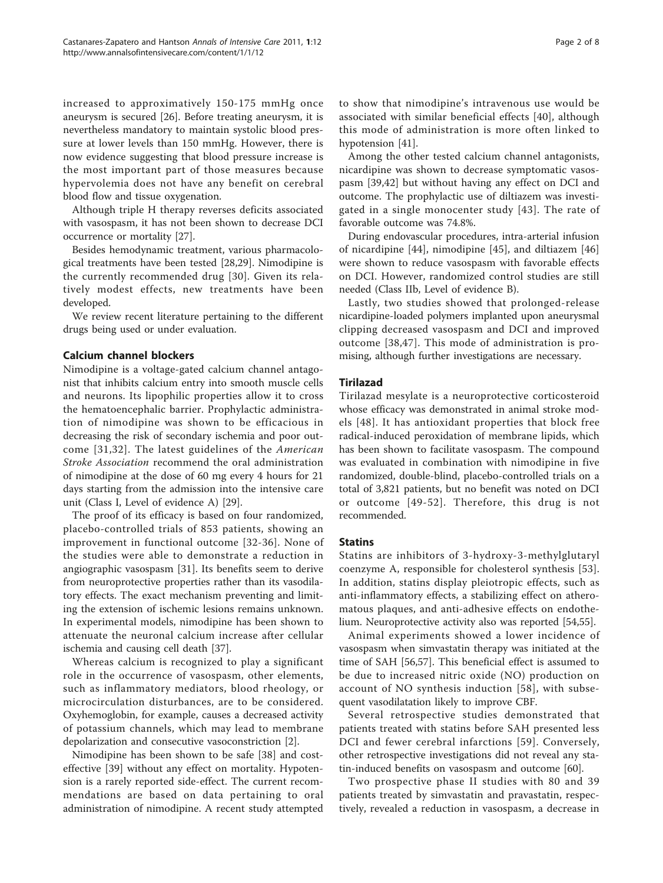increased to approximatively 150-175 mmHg once aneurysm is secured [26]. Before treating aneurysm, it is nevertheless mandatory to maintain systolic blood pressure at lower levels than 150 mmHg. However, there is now evidence suggesting that blood pressure increase is the most important part of those measures because hypervolemia does not have any benefit on cerebral blood flow and tissue oxygenation.

Although triple H therapy reverses deficits associated with vasospasm, it has not been shown to decrease DCI occurrence or mortality [27].

Besides hemodynamic treatment, various pharmacological treatments have been tested [28,29]. Nimodipine is the currently recommended drug [30]. Given its relatively modest effects, new treatments have been developed.

We review recent literature pertaining to the different drugs being used or under evaluation.

## Calcium channel blockers

Nimodipine is a voltage-gated calcium channel antagonist that inhibits calcium entry into smooth muscle cells and neurons. Its lipophilic properties allow it to cross the hematoencephalic barrier. Prophylactic administration of nimodipine was shown to be efficacious in decreasing the risk of secondary ischemia and poor outcome [31,32]. The latest guidelines of the *American Stroke Association* recommend the oral administration of nimodipine at the dose of 60 mg every 4 hours for 21 days starting from the admission into the intensive care unit (Class I, Level of evidence A) [29].

The proof of its efficacy is based on four randomized, placebo-controlled trials of 853 patients, showing an improvement in functional outcome [32-36]. None of the studies were able to demonstrate a reduction in angiographic vasospasm [31]. Its benefits seem to derive from neuroprotective properties rather than its vasodilatory effects. The exact mechanism preventing and limiting the extension of ischemic lesions remains unknown. In experimental models, nimodipine has been shown to attenuate the neuronal calcium increase after cellular ischemia and causing cell death [37].

Whereas calcium is recognized to play a significant role in the occurrence of vasospasm, other elements, such as inflammatory mediators, blood rheology, or microcirculation disturbances, are to be considered. Oxyhemoglobin, for example, causes a decreased activity of potassium channels, which may lead to membrane depolarization and consecutive vasoconstriction [2].

Nimodipine has been shown to be safe [38] and cost-effective [39] without any effect on mortality. Hypotension is a rarely reported side-effect. The current recommendations are based on data pertaining to oral administration of nimodipine. A recent study attempted to show that nimodipine's intravenous use would be associated with similar beneficial effects [40], although this mode of administration is more often linked to hypotension [41].

Among the other tested calcium channel antagonists, nicardipine was shown to decrease symptomatic vasospasm [39,42] but without having any effect on DCI and outcome. The prophylactic use of diltiazem was investigated in a single monocenter study [43]. The rate of favorable outcome was 74.8%.

During endovascular procedures, intra-arterial infusion of nicardipine [44], nimodipine [45], and diltiazem [46] were shown to reduce vasospasm with favorable effects on DCI. However, randomized control studies are still needed (Class IIb, Level of evidence B).

Lastly, two studies showed that prolonged-release nicardipine-loaded polymers implanted upon aneurysmal clipping decreased vasospasm and DCI and improved outcome [38,47]. This mode of administration is promising, although further investigations are necessary.

## Tirilazad

Tirilazad mesylate is a neuroprotective corticosteroid whose efficacy was demonstrated in animal stroke models [48]. It has antioxidant properties that block free radical-induced peroxidation of membrane lipids, which has been shown to facilitate vasospasm. The compound was evaluated in combination with nimodipine in five randomized, double-blind, placebo-controlled trials on a total of 3,821 patients, but no benefit was noted on DCI or outcome [49-52]. Therefore, this drug is not recommended.

## Statins

Statins are inhibitors of 3-hydroxy-3-methylglutaryl coenzyme A, responsible for cholesterol synthesis [53]. In addition, statins display pleiotropic effects, such as anti-inflammatory effects, a stabilizing effect on atheromatous plaques, and anti-adhesive effects on endothelium. Neuroprotective activity also was reported [54,55].

Animal experiments showed a lower incidence of vasospasm when simvastatin therapy was initiated at the time of SAH [56,57]. This beneficial effect is assumed to be due to increased nitric oxide (NO) production on account of NO synthesis induction [58], with subsequent vasodilatation likely to improve CBF.

Several retrospective studies demonstrated that patients treated with statins before SAH presented less DCI and fewer cerebral infarctions [59]. Conversely, other retrospective investigations did not reveal any statin-induced benefits on vasospasm and outcome [60].

Two prospective phase II studies with 80 and 39 patients treated by simvastatin and pravastatin, respectively, revealed a reduction in vasospasm, a decrease in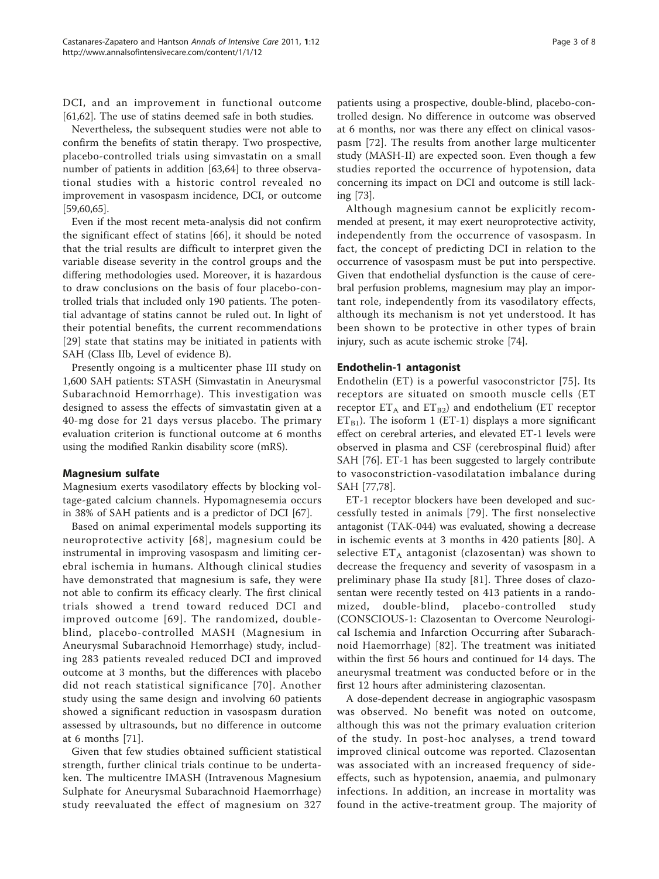DCI, and an improvement in functional outcome [61,62]. The use of statins deemed safe in both studies.

Nevertheless, the subsequent studies were not able to confirm the benefits of statin therapy. Two prospective, placebo-controlled trials using simvastatin on a small number of patients in addition [63,64] to three observational studies with a historic control revealed no improvement in vasospasm incidence, DCI, or outcome [59,60,65].

Even if the most recent meta-analysis did not confirm the significant effect of statins [66], it should be noted that the trial results are difficult to interpret given the variable disease severity in the control groups and the differing methodologies used. Moreover, it is hazardous to draw conclusions on the basis of four placebo-controlled trials that included only 190 patients. The potential advantage of statins cannot be ruled out. In light of their potential benefits, the current recommendations [29] state that statins may be initiated in patients with SAH (Class IIb, Level of evidence B).

Presently ongoing is a multicenter phase III study on 1,600 SAH patients: STASH (Simvastatin in Aneurysmal Subarachnoid Hemorrhage). This investigation was designed to assess the effects of simvastatin given at a 40-mg dose for 21 days versus placebo. The primary evaluation criterion is functional outcome at 6 months using the modified Rankin disability score (mRS).

## Magnesium sulfate

Magnesium exerts vasodilatory effects by blocking voltage-gated calcium channels. Hypomagnesemia occurs in 38% of SAH patients and is a predictor of DCI [67].

Based on animal experimental models supporting its neuroprotective activity [68], magnesium could be instrumental in improving vasospasm and limiting cerebral ischemia in humans. Although clinical studies have demonstrated that magnesium is safe, they were not able to confirm its efficacy clearly. The first clinical trials showed a trend toward reduced DCI and improved outcome [69]. The randomized, double-blind, placebo-controlled MASH (Magnesium in Aneurysmal Subarachnoid Hemorrhage) study, including 283 patients revealed reduced DCI and improved outcome at 3 months, but the differences with placebo did not reach statistical significance [70]. Another study using the same design and involving 60 patients showed a significant reduction in vasospasm duration assessed by ultrasounds, but no difference in outcome at 6 months [71].

Given that few studies obtained sufficient statistical strength, further clinical trials continue to be undertaken. The multicentre IMASH (Intravenous Magnesium Sulphate for Aneurysmal Subarachnoid Haemorrhage) study reevaluated the effect of magnesium on 327 patients using a prospective, double-blind, placebo-controlled design. No difference in outcome was observed at 6 months, nor was there any effect on clinical vasospasm [72]. The results from another large multicenter study (MASH-II) are expected soon. Even though a few studies reported the occurrence of hypotension, data concerning its impact on DCI and outcome is still lacking [73].

Although magnesium cannot be explicitly recommended at present, it may exert neuroprotective activity, independently from the occurrence of vasospasm. In fact, the concept of predicting DCI in relation to the occurrence of vasospasm must be put into perspective. Given that endothelial dysfunction is the cause of cerebral perfusion problems, magnesium may play an important role, independently from its vasodilatory effects, although its mechanism is not yet understood. It has been shown to be protective in other types of brain injury, such as acute ischemic stroke [74].

## Endothelin-1 antagonist

Endothelin (ET) is a powerful vasoconstrictor [75]. Its receptors are situated on smooth muscle cells (ET receptor $ET_A$ and $ET_{B2}$) and endothelium (ET receptor $ET_{B1}$). The isoform 1 (ET-1) displays a more significant effect on cerebral arteries, and elevated ET-1 levels were observed in plasma and CSF (cerebrospinal fluid) after SAH [76]. ET-1 has been suggested to largely contribute to vasoconstriction-vasodilatation imbalance during SAH [77,78].

ET-1 receptor blockers have been developed and successfully tested in animals [79]. The first nonselective antagonist (TAK-044) was evaluated, showing a decrease in ischemic events at 3 months in 420 patients [80]. A selective $ET_A$ antagonist (clazosentan) was shown to decrease the frequency and severity of vasospasm in a preliminary phase IIa study [81]. Three doses of clazosentan were recently tested on 413 patients in a randomized, double-blind, placebo-controlled study (CONSCIOUS-1: Clazosentan to Overcome Neurological Ischemia and Infarction Occurring after Subarachnoid Haemorrhage) [82]. The treatment was initiated within the first 56 hours and continued for 14 days. The aneurysmal treatment was conducted before or in the first 12 hours after administering clazosentan.

A dose-dependent decrease in angiographic vasospasm was observed. No benefit was noted on outcome, although this was not the primary evaluation criterion of the study. In post-hoc analyses, a trend toward improved clinical outcome was reported. Clazosentan was associated with an increased frequency of side-effects, such as hypotension, anaemia, and pulmonary infections. In addition, an increase in mortality was found in the active-treatment group. The majority of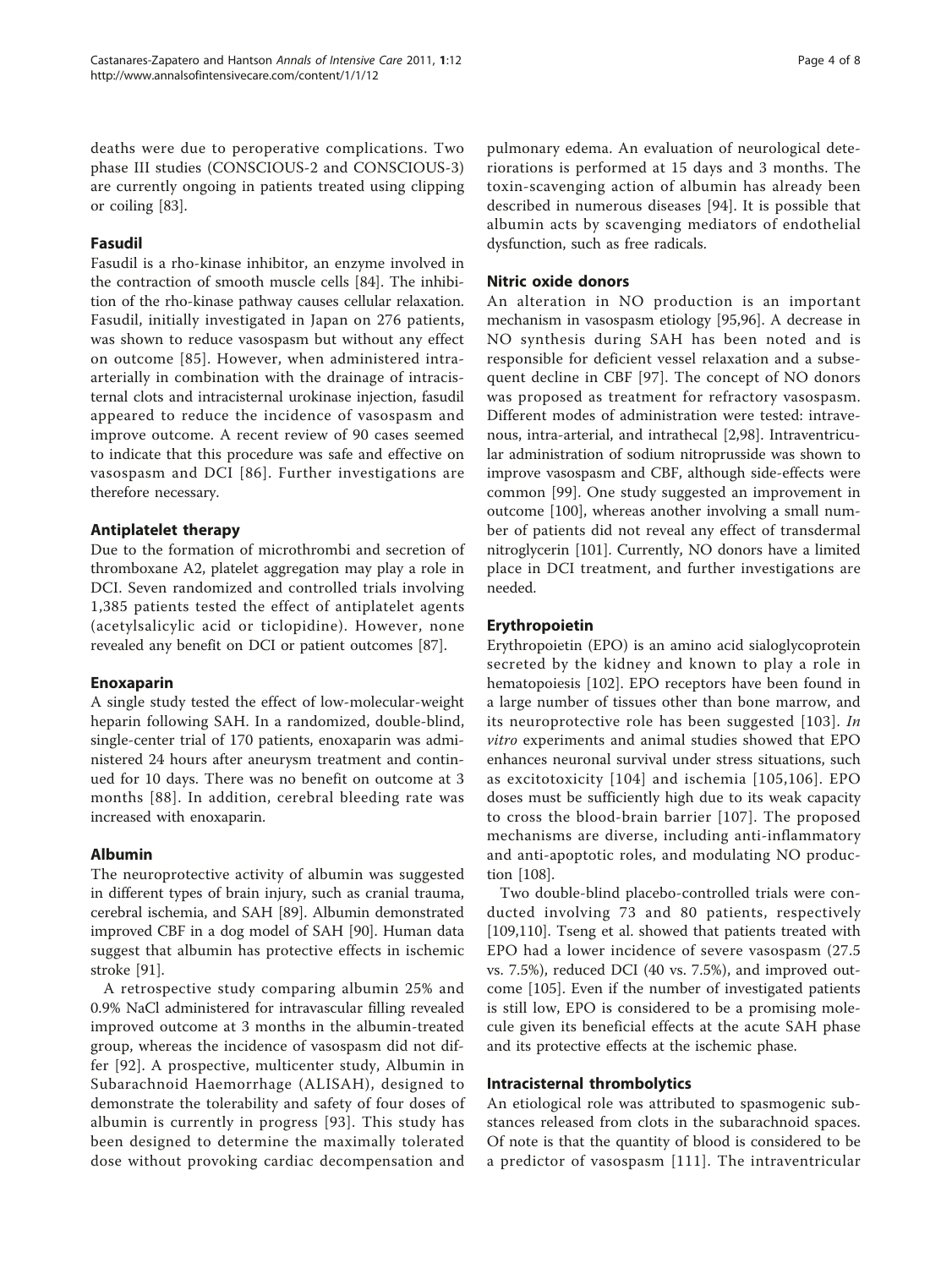deaths were due to peroperative complications. Two phase III studies (CONSCIOUS-2 and CONSCIOUS-3) are currently ongoing in patients treated using clipping or coiling [83].

### Fasudil

Fasudil is a rho-kinase inhibitor, an enzyme involved in the contraction of smooth muscle cells [84]. The inhibition of the rho-kinase pathway causes cellular relaxation. Fasudil, initially investigated in Japan on 276 patients, was shown to reduce vasospasm but without any effect on outcome [85]. However, when administered intra-arterially in combination with the drainage of intracisternal clots and intracisternal urokinase injection, fasudil appeared to reduce the incidence of vasospasm and improve outcome. A recent review of 90 cases seemed to indicate that this procedure was safe and effective on vasospasm and DCI [86]. Further investigations are therefore necessary.

### Antiplatelet therapy

Due to the formation of microthrombi and secretion of thromboxane A2, platelet aggregation may play a role in DCI. Seven randomized and controlled trials involving 1,385 patients tested the effect of antiplatelet agents (acetylsalicylic acid or ticlopidine). However, none revealed any benefit on DCI or patient outcomes [87].

### Enoxaparin

A single study tested the effect of low-molecular-weight heparin following SAH. In a randomized, double-blind, single-center trial of 170 patients, enoxaparin was administered 24 hours after aneurysm treatment and continued for 10 days. There was no benefit on outcome at 3 months [88]. In addition, cerebral bleeding rate was increased with enoxaparin.

### Albumin

The neuroprotective activity of albumin was suggested in different types of brain injury, such as cranial trauma, cerebral ischemia, and SAH [89]. Albumin demonstrated improved CBF in a dog model of SAH [90]. Human data suggest that albumin has protective effects in ischemic stroke [91].

A retrospective study comparing albumin 25% and 0.9% NaCl administered for intravascular filling revealed improved outcome at 3 months in the albumin-treated group, whereas the incidence of vasospasm did not differ [92]. A prospective, multicenter study, Albumin in Subarachnoid Haemorrhage (ALISAH), designed to demonstrate the tolerability and safety of four doses of albumin is currently in progress [93]. This study has been designed to determine the maximally tolerated dose without provoking cardiac decompensation and pulmonary edema. An evaluation of neurological deteriorations is performed at 15 days and 3 months. The toxin-scavenging action of albumin has already been described in numerous diseases [94]. It is possible that albumin acts by scavenging mediators of endothelial dysfunction, such as free radicals.

### Nitric oxide donors

An alteration in NO production is an important mechanism in vasospasm etiology [95,96]. A decrease in NO synthesis during SAH has been noted and is responsible for deficient vessel relaxation and a subsequent decline in CBF [97]. The concept of NO donors was proposed as treatment for refractory vasospasm. Different modes of administration were tested: intravenous, intra-arterial, and intrathecal [2,98]. Intraventricular administration of sodium nitroprusside was shown to improve vasospasm and CBF, although side-effects were common [99]. One study suggested an improvement in outcome [100], whereas another involving a small number of patients did not reveal any effect of transdermal nitroglycerin [101]. Currently, NO donors have a limited place in DCI treatment, and further investigations are needed.

### Erythropoietin

Erythropoietin (EPO) is an amino acid sialoglycoprotein secreted by the kidney and known to play a role in hematopoiesis [102]. EPO receptors have been found in a large number of tissues other than bone marrow, and its neuroprotective role has been suggested [103]. *In vitro* experiments and animal studies showed that EPO enhances neuronal survival under stress situations, such as excitotoxicity [104] and ischemia [105,106]. EPO doses must be sufficiently high due to its weak capacity to cross the blood-brain barrier [107]. The proposed mechanisms are diverse, including anti-inflammatory and anti-apoptotic roles, and modulating NO production [108].

Two double-blind placebo-controlled trials were conducted involving 73 and 80 patients, respectively [109,110]. Tseng et al. showed that patients treated with EPO had a lower incidence of severe vasospasm (27.5 vs. 7.5%), reduced DCI (40 vs. 7.5%), and improved outcome [105]. Even if the number of investigated patients is still low, EPO is considered to be a promising molecule given its beneficial effects at the acute SAH phase and its protective effects at the ischemic phase.

### Intracisternal thrombolytics

An etiological role was attributed to spasmogenic substances released from clots in the subarachnoid spaces. Of note is that the quantity of blood is considered to be a predictor of vasospasm [111]. The intraventricular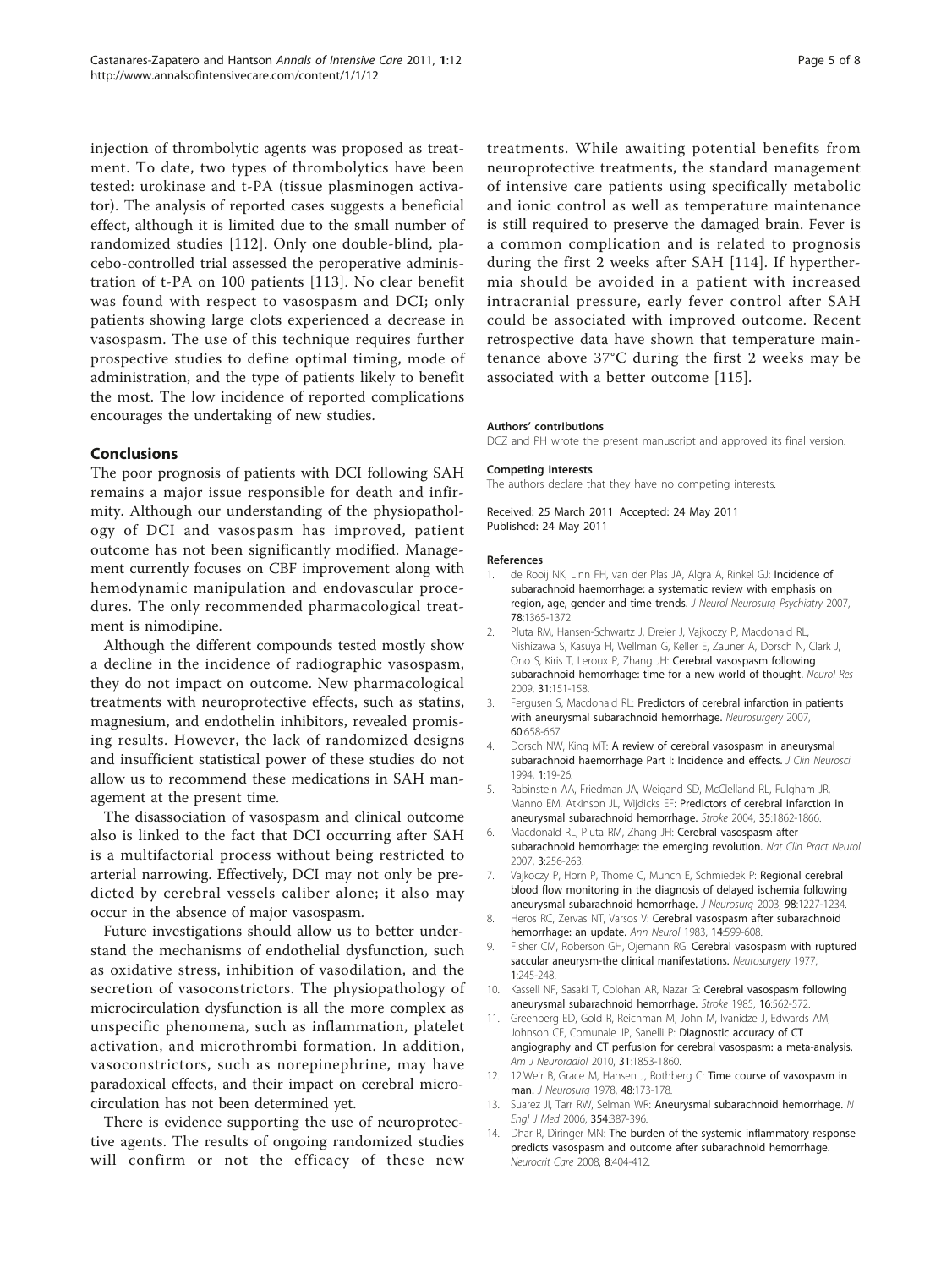injection of thrombolytic agents was proposed as treatment. To date, two types of thrombolytics have been tested: urokinase and t-PA (tissue plasminogen activator). The analysis of reported cases suggests a beneficial effect, although it is limited due to the small number of randomized studies [112]. Only one double-blind, placebo-controlled trial assessed the peroperative administration of t-PA on 100 patients [113]. No clear benefit was found with respect to vasospasm and DCI; only patients showing large clots experienced a decrease in vasospasm. The use of this technique requires further prospective studies to define optimal timing, mode of administration, and the type of patients likely to benefit the most. The low incidence of reported complications encourages the undertaking of new studies.

## Conclusions

The poor prognosis of patients with DCI following SAH remains a major issue responsible for death and infirmity. Although our understanding of the physiopathology of DCI and vasospasm has improved, patient outcome has not been significantly modified. Management currently focuses on CBF improvement along with hemodynamic manipulation and endovascular procedures. The only recommended pharmacological treatment is nimodipine.

Although the different compounds tested mostly show a decline in the incidence of radiographic vasospasm, they do not impact on outcome. New pharmacological treatments with neuroprotective effects, such as statins, magnesium, and endothelin inhibitors, revealed promising results. However, the lack of randomized designs and insufficient statistical power of these studies do not allow us to recommend these medications in SAH management at the present time.

The disassociation of vasospasm and clinical outcome also is linked to the fact that DCI occurring after SAH is a multifactorial process without being restricted to arterial narrowing. Effectively, DCI may not only be predicted by cerebral vessels caliber alone; it also may occur in the absence of major vasospasm.

Future investigations should allow us to better understand the mechanisms of endothelial dysfunction, such as oxidative stress, inhibition of vasodilation, and the secretion of vasoconstrictors. The physiopathology of microcirculation dysfunction is all the more complex as unspecific phenomena, such as inflammation, platelet activation, and microthrombi formation. In addition, vasoconstrictors, such as norepinephrine, may have paradoxical effects, and their impact on cerebral microcirculation has not been determined yet.

There is evidence supporting the use of neuroprotective agents. The results of ongoing randomized studies will confirm or not the efficacy of these new treatments. While awaiting potential benefits from neuroprotective treatments, the standard management of intensive care patients using specifically metabolic and ionic control as well as temperature maintenance is still required to preserve the damaged brain. Fever is a common complication and is related to prognosis during the first 2 weeks after SAH [114]. If hyperthermia should be avoided in a patient with increased intracranial pressure, early fever control after SAH could be associated with improved outcome. Recent retrospective data have shown that temperature maintenance above 37°C during the first 2 weeks may be associated with a better outcome [115].

#### Authors' contributions

DCZ and PH wrote the present manuscript and approved its final version.

#### Competing interests

The authors declare that they have no competing interests.

Received: 25 March 2011 Accepted: 24 May 2011
Published: 24 May 2011

#### References

1. de Rooij NK, Linn FH, van der Plas JA, Algra A, Rinkel GJ: **Incidence of subarachnoid haemorrhage: a systematic review with emphasis on region, age, gender and time trends.** *J Neurol Neurosurg Psychiatry* 2007, **78**:1365-1372.
2. Pluta RM, Hansen-Schwartz J, Dreier J, Vajkoczy P, Macdonald RL, Nishizawa S, Kasuya H, Wellman G, Keller E, Zauner A, Dorsch N, Clark J, Ono S, Kiris T, Leroux P, Zhang JH: **Cerebral vasospasm following subarachnoid hemorrhage: time for a new world of thought.** *Neurol Res* 2009, **31**:151-158.
3. Fergusen S, Macdonald RL: **Predictors of cerebral infarction in patients with aneurysmal subarachnoid hemorrhage.** *Neurosurgery* 2007, **60**:658-667.
4. Dorsch NW, King MT: **A review of cerebral vasospasm in aneurysmal subarachnoid haemorrhage Part I: Incidence and effects.** *J Clin Neurosci* 1994, **1**:19-26.
5. Rabinstein AA, Friedman JA, Weigand SD, McClelland RL, Fulgham JR, Manno EM, Atkinson JL, Wijdicks EF: **Predictors of cerebral infarction in aneurysmal subarachnoid hemorrhage.** *Stroke* 2004, **35**:1862-1866.
6. Macdonald RL, Pluta RM, Zhang JH: **Cerebral vasospasm after subarachnoid hemorrhage: the emerging revolution.** *Nat Clin Pract Neurol* 2007, **3**:256-263.
7. Vajkoczy P, Horn P, Thome C, Munch E, Schmiedek P: **Regional cerebral blood flow monitoring in the diagnosis of delayed ischemia following aneurysmal subarachnoid hemorrhage.** *J Neurosurg* 2003, **98**:1227-1234.
8. Heros RC, Zervas NT, Varsos V: **Cerebral vasospasm after subarachnoid hemorrhage: an update.** *Ann Neurol* 1983, **14**:599-608.
9. Fisher CM, Roberson GH, Ojemann RG: **Cerebral vasospasm with ruptured saccular aneurysm-the clinical manifestations.** *Neurosurgery* 1977, **1**:245-248.
10. Kassell NF, Sasaki T, Colohan AR, Nazar G: **Cerebral vasospasm following aneurysmal subarachnoid hemorrhage.** *Stroke* 1985, **16**:562-572.
11. Greenberg ED, Gold R, Reichman M, John M, Ivanidze J, Edwards AM, Johnson CE, Comunale JP, Sanelli P: **Diagnostic accuracy of CT angiography and CT perfusion for cerebral vasospasm: a meta-analysis.** *Am J Neuroradiol* 2010, **31**:1853-1860.
12. 12.Weir B, Grace M, Hansen J, Rothberg C: **Time course of vasospasm in man.** *J Neurosurg* 1978, **48**:173-178.
13. Suarez JI, Tarr RW, Selman WR: **Aneurysmal subarachnoid hemorrhage.** *N Engl J Med* 2006, **354**:387-396.
14. Dhar R, Diringer MN: **The burden of the systemic inflammatory response predicts vasospasm and outcome after subarachnoid hemorrhage.** *Neurocrit Care* 2008, **8**:404-412.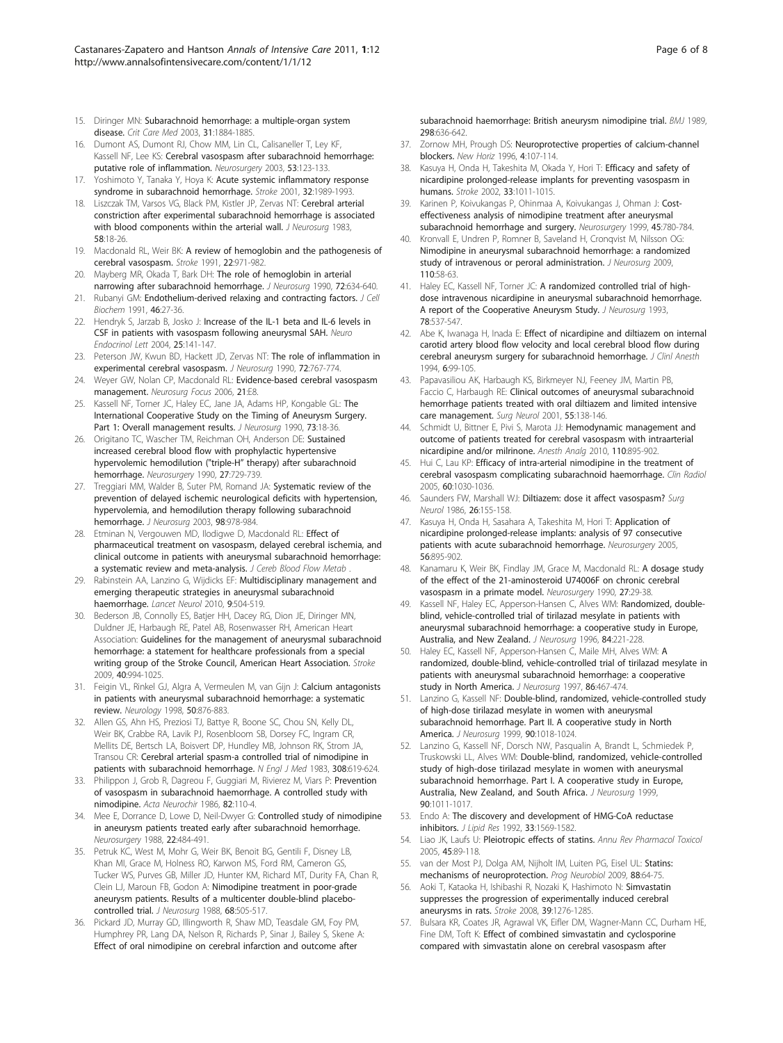15. Diringer MN: Subarachnoid hemorrhage: a multiple-organ system disease. *Crit Care Med* 2003, **31**:1884-1885.
16. Dumont AS, Dumont RJ, Chow MM, Lin CL, Calisaneller T, Ley KF, Kassell NF, Lee KS: Cerebral vasospasm after subarachnoid hemorrhage: putative role of inflammation. *Neurosurgery* 2003, **53**:123-133.
17. Yoshimoto Y, Tanaka Y, Hoya K: Acute systemic inflammatory response syndrome in subarachnoid hemorrhage. *Stroke* 2001, **32**:1989-1993.
18. Liszczak TM, Varsos VG, Black PM, Kistler JP, Zervas NT: Cerebral arterial constriction after experimental subarachnoid hemorrhage is associated with blood components within the arterial wall. *J Neurosurg* 1983, **58**:18-26.
19. Macdonald RL, Weir BK: A review of hemoglobin and the pathogenesis of cerebral vasospasm. *Stroke* 1991, **22**:971-982.
20. Mayberg MR, Okada T, Bark DH: The role of hemoglobin in arterial narrowing after subarachnoid hemorrhage. *J Neurosurg* 1990, **72**:634-640.
21. Rubanyi GM: Endothelium-derived relaxing and contracting factors. *J Cell Biochem* 1991, **46**:27-36.
22. Hendryk S, Jarzab B, Josko J: Increase of the IL-1 beta and IL-6 levels in CSF in patients with vasospasm following aneurysmal SAH. *Neuro Endocrinol Lett* 2004, **25**:141-147.
23. Peterson JW, Kwun BD, Hackett JD, Zervas NT: The role of inflammation in experimental cerebral vasospasm. *J Neurosurg* 1990, **72**:767-774.
24. Weyer GW, Nolan CP, Macdonald RL: Evidence-based cerebral vasospasm management. *Neurosurg Focus* 2006, **21**:E8.
25. Kassell NF, Torner JC, Haley EC, Jane JA, Adams HP, Kongable GL: The International Cooperative Study on the Timing of Aneurysm Surgery. Part 1: Overall management results. *J Neurosurg* 1990, **73**:18-36.
26. Origitano TC, Wascher TM, Reichman OH, Anderson DE: Sustained increased cerebral blood flow with prophylactic hypertensive hypervolemic hemodilution ("triple-H" therapy) after subarachnoid hemorrhage. *Neurosurgery* 1990, **27**:729-739.
27. Treggiari MM, Walder B, Suter PM, Romand JA: Systematic review of the prevention of delayed ischemic neurological deficits with hypertension, hypervolemia, and hemodilution therapy following subarachnoid hemorrhage. *J Neurosurg* 2003, **98**:978-984.
28. Etminan N, Vergouwen MD, Ilodigwe D, Macdonald RL: Effect of pharmaceutical treatment on vasospasm, delayed cerebral ischemia, and clinical outcome in patients with aneurysmal subarachnoid hemorrhage: a systematic review and meta-analysis. *J Cereb Blood Flow Metab* .
29. Rabinstein AA, Lanzino G, Wijdicks EF: Multidisciplinary management and emerging therapeutic strategies in aneurysmal subarachnoid haemorrhage. *Lancet Neurol* 2010, **9**:504-519.
30. Bederson JB, Connolly ES, Batjer HH, Dacey RG, Dion JE, Diringer MN, Duldner JE, Harbaugh RE, Patel AB, Rosenwasser RH, American Heart Association: Guidelines for the management of aneurysmal subarachnoid hemorrhage: a statement for healthcare professionals from a special writing group of the Stroke Council, American Heart Association. *Stroke* 2009, **40**:994-1025.
31. Feigin VL, Rinkel GJ, Algra A, Vermeulen M, van Gijn J: Calcium antagonists in patients with aneurysmal subarachnoid hemorrhage: a systematic review. *Neurology* 1998, **50**:876-883.
32. Allen GS, Ahn HS, Preziosi TJ, Battye R, Boone SC, Chou SN, Kelly DL, Weir BK, Crabbe RA, Lavik PJ, Rosenbloom SB, Dorsey FC, Ingram CR, Mellits DE, Bertsch LA, Boisvert DP, Hundley MB, Johnson RK, Strom JA, Transou CR: Cerebral arterial spasm-a controlled trial of nimodipine in patients with subarachnoid hemorrhage. *N Engl J Med* 1983, **308**:619-624.
33. Philippon J, Grob R, Dagreou F, Guggiari M, Rivierez M, Viars P: Prevention of vasospasm in subarachnoid haemorrhage. A controlled study with nimodipine. *Acta Neurochir* 1986, **82**:110-4.
34. Mee E, Dorrance D, Lowe D, Neil-Dwyer G: Controlled study of nimodipine in aneurysm patients treated early after subarachnoid hemorrhage. *Neurosurgery* 1988, **22**:484-491.
35. Petruk KC, West M, Mohr G, Weir BK, Benoit BG, Gentili F, Disney LB, Khan MI, Grace M, Holness RO, Karwon MS, Ford RM, Cameron GS, Tucker WS, Purves GB, Miller JD, Hunter KM, Richard MT, Durity FA, Chan R, Clein LJ, Maroun FB, Godon A: Nimodipine treatment in poor-grade aneurysm patients. Results of a multicenter double-blind placebo-controlled trial. *J Neurosurg* 1988, **68**:505-517.
36. Pickard JD, Murray GD, Illingworth R, Shaw MD, Teasdale GM, Foy PM, Humphrey PR, Lang DA, Nelson R, Richards P, Sinar J, Bailey S, Skene A: Effect of oral nimodipine on cerebral infarction and outcome after subarachnoid haemorrhage: British aneurysm nimodipine trial. *BMJ* 1989, **298**:636-642.
37. Zornow MH, Prough DS: Neuroprotective properties of calcium-channel blockers. *New Horiz* 1996, **4**:107-114.
38. Kasuya H, Onda H, Takeshita M, Okada Y, Hori T: Efficacy and safety of nicardipine prolonged-release implants for preventing vasospasm in humans. *Stroke* 2002, **33**:1011-1015.
39. Karinen P, Koivukangas P, Ohinmaa A, Koivukangas J, Ohman J: Cost-effectiveness analysis of nimodipine treatment after aneurysmal subarachnoid hemorrhage and surgery. *Neurosurgery* 1999, **45**:780-784.
40. Kronvall E, Undren P, Romner B, Saveland H, Cronqvist M, Nilsson OG: Nimodipine in aneurysmal subarachnoid hemorrhage: a randomized study of intravenous or peroral administration. *J Neurosurg* 2009, **110**:58-63.
41. Haley EC, Kassell NF, Torner JC: A randomized controlled trial of high-dose intravenous nicardipine in aneurysmal subarachnoid hemorrhage. A report of the Cooperative Aneurysm Study. *J Neurosurg* 1993, **78**:537-547.
42. Abe K, Iwanaga H, Inada E: Effect of nicardipine and diltiazem on internal carotid artery blood flow velocity and local cerebral blood flow during cerebral aneurysm surgery for subarachnoid hemorrhage. *J Clinl Anesth* 1994, **6**:99-105.
43. Papavasiliou AK, Harbaugh KS, Birkmeyer NJ, Feeney JM, Martin PB, Faccio C, Harbaugh RE: Clinical outcomes of aneurysmal subarachnoid hemorrhage patients treated with oral diltiazem and limited intensive care management. *Surg Neurol* 2001, **55**:138-146.
44. Schmidt U, Bittner E, Pivi S, Marota JJ: Hemodynamic management and outcome of patients treated for cerebral vasospasm with intraarterial nicardipine and/or milrinone. *Anesth Analg* 2010, **110**:895-902.
45. Hui C, Lau KP: Efficacy of intra-arterial nimodipine in the treatment of cerebral vasospasm complicating subarachnoid haemorrhage. *Clin Radiol* 2005, **60**:1030-1036.
46. Saunders FW, Marshall WJ: Diltiazem: dose it affect vasospasm? *Surg Neurol* 1986, **26**:155-158.
47. Kasuya H, Onda H, Sasahara A, Takeshita M, Hori T: Application of nicardipine prolonged-release implants: analysis of 97 consecutive patients with acute subarachnoid hemorrhage. *Neurosurgery* 2005, **56**:895-902.
48. Kanamaru K, Weir BK, Findlay JM, Grace M, Macdonald RL: A dosage study of the effect of the 21-aminosteroid U74006F on chronic cerebral vasospasm in a primate model. *Neurosurgery* 1990, **27**:29-38.
49. Kassell NF, Haley EC, Apperson-Hansen C, Alves WM: Randomized, double-blind, vehicle-controlled trial of tirilazad mesylate in patients with aneurysmal subarachnoid hemorrhage: a cooperative study in Europe, Australia, and New Zealand. *J Neurosurg* 1996, **84**:221-228.
50. Haley EC, Kassell NF, Apperson-Hansen C, Maile MH, Alves WM: A randomized, double-blind, vehicle-controlled trial of tirilazad mesylate in patients with aneurysmal subarachnoid hemorrhage: a cooperative study in North America. *J Neurosurg* 1997, **86**:467-474.
51. Lanzino G, Kassell NF: Double-blind, randomized, vehicle-controlled study of high-dose tirilazad mesylate in women with aneurysmal subarachnoid hemorrhage. Part II. A cooperative study in North America. *J Neurosurg* 1999, **90**:1018-1024.
52. Lanzino G, Kassell NF, Dorsch NW, Pasqualin A, Brandt L, Schmiedek P, Truskowski LL, Alves WM: Double-blind, randomized, vehicle-controlled study of high-dose tirilazad mesylate in women with aneurysmal subarachnoid hemorrhage. Part I. A cooperative study in Europe, Australia, New Zealand, and South Africa. *J Neurosurg* 1999, **90**:1011-1017.
53. Endo A: The discovery and development of HMG-CoA reductase inhibitors. *J Lipid Res* 1992, **33**:1569-1582.
54. Liao JK, Laufs U: Pleiotropic effects of statins. *Annu Rev Pharmacol Toxicol* 2005, **45**:89-118.
55. van der Most PJ, Dolga AM, Nijholt IM, Luiten PG, Eisel UL: Statins: mechanisms of neuroprotection. *Prog Neurobiol* 2009, **88**:64-75.
56. Aoki T, Kataoka H, Ishibashi R, Nozaki K, Hashimoto N: Simvastatin suppresses the progression of experimentally induced cerebral aneurysms in rats. *Stroke* 2008, **39**:1276-1285.
57. Bulsara KR, Coates JR, Agrawal VK, Eifler DM, Wagner-Mann CC, Durham HE, Fine DM, Toft K: Effect of combined simvastatin and cyclosporine compared with simvastatin alone on cerebral vasospasm after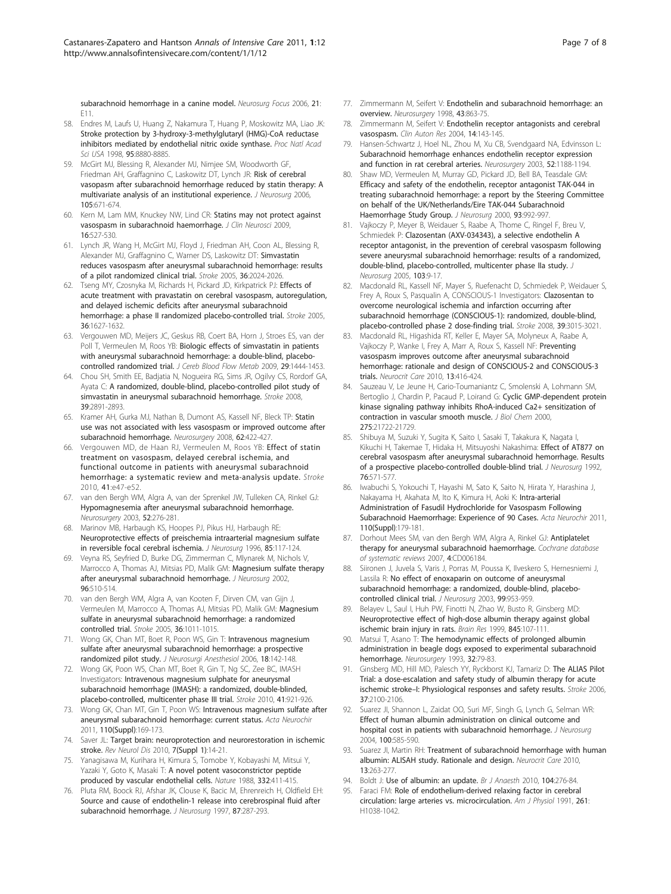subarachnoid hemorrhage in a canine model. *Neurosurg Focus* 2006, **21**: E11.

58. Endres M, Laufs U, Huang Z, Nakamura T, Huang P, Moskowitz MA, Liao JK: **Stroke protection by 3-hydroxy-3-methylglutaryl (HMG)-CoA reductase inhibitors mediated by endothelial nitric oxide synthase.** *Proc Natl Acad Sci USA* 1998, **95**:8880-8885.
59. McGirt MJ, Blessing R, Alexander MJ, Nimjee SM, Woodworth GF, Friedman AH, Graffagnino C, Laskowitz DT, Lynch JR: **Risk of cerebral vasospasm after subarachnoid hemorrhage reduced by statin therapy: A multivariate analysis of an institutional experience.** *J Neurosurg* 2006, **105**:671-674.
60. Kern M, Lam MM, Knuckey NW, Lind CR: **Statins may not protect against vasospasm in subarachnoid haemorrhage.** *J Clin Neurosci* 2009, **16**:527-530.
61. Lynch JR, Wang H, McGirt MJ, Floyd J, Friedman AH, Coon AL, Blessing R, Alexander MJ, Graffagnino C, Warner DS, Laskowitz DT: **Simvastatin reduces vasospasm after aneurysmal subarachnoid hemorrhage: results of a pilot randomized clinical trial.** *Stroke* 2005, **36**:2024-2026.
62. Tseng MY, Czosnyka M, Richards H, Pickard JD, Kirkpatrick PJ: **Effects of acute treatment with pravastatin on cerebral vasospasm, autoregulation, and delayed ischemic deficits after aneurysmal subarachnoid hemorrhage: a phase II randomized placebo-controlled trial.** *Stroke* 2005, **36**:1627-1632.
63. Vergouwen MD, Meijers JC, Geskus RB, Coert BA, Horn J, Stroes ES, van der Poll T, Vermeulen M, Roos YB: **Biologic effects of simvastatin in patients with aneurysmal subarachnoid hemorrhage: a double-blind, placebo-controlled randomized trial.** *J Cereb Blood Flow Metab* 2009, **29**:1444-1453.
64. Chou SH, Smith EE, Badjatia N, Nogueira RG, Sims JR, Ogilvy CS, Rordorf GA, Ayata C: **A randomized, double-blind, placebo-controlled pilot study of simvastatin in aneurysmal subarachnoid hemorrhage.** *Stroke* 2008, **39**:2891-2893.
65. Kramer AH, Gurka MJ, Nathan B, Dumont AS, Kassell NF, Bleck TP: **Statin use was not associated with less vasospasm or improved outcome after subarachnoid hemorrhage.** *Neurosurgery* 2008, **62**:422-427.
66. Vergouwen MD, de Haan RJ, Vermeulen M, Roos YB: **Effect of statin treatment on vasospasm, delayed cerebral ischemia, and functional outcome in patients with aneurysmal subarachnoid hemorrhage: a systematic review and meta-analysis update.** *Stroke* 2010, **41**:e47-e52.
67. van den Bergh WM, Algra A, van der Sprenkel JW, Tulleken CA, Rinkel GJ: **Hypomagnesemia after aneurysmal subarachnoid hemorrhage.** *Neurosurgery* 2003, **52**:276-281.
68. Marinov MB, Harbaugh KS, Hoopes PJ, Pikus HJ, Harbaugh RE: **Neuroprotective effects of preischemia intraarterial magnesium sulfate in reversible focal cerebral ischemia.** *J Neurosurg* 1996, **85**:117-124.
69. Veyna RS, Seyfried D, Burke DG, Zimmerman C, Mlynarek M, Nichols V, Marrocco A, Thomas AJ, Mitsias PD, Malik GM: **Magnesium sulfate therapy after aneurysmal subarachnoid hemorrhage.** *J Neurosurg* 2002, **96**:510-514.
70. van den Bergh WM, Algra A, van Kooten F, Dirven CM, van Gijn J, Vermeulen M, Marrocco A, Thomas AJ, Mitsias PD, Malik GM: **Magnesium sulfate in aneurysmal subarachnoid hemorrhage: a randomized controlled trial.** *Stroke* 2005, **36**:1011-1015.
71. Wong GK, Chan MT, Boet R, Poon WS, Gin T: **Intravenous magnesium sulfate after aneurysmal subarachnoid hemorrhage: a prospective randomized pilot study.** *J Neurosurgi Anesthesiol* 2006, **18**:142-148.
72. Wong GK, Poon WS, Chan MT, Boet R, Gin T, Ng SC, Zee BC, IMASH Investigators: **Intravenous magnesium sulphate for aneurysmal subarachnoid hemorrhage (IMASH): a randomized, double-blinded, placebo-controlled, multicenter phase III trial.** *Stroke* 2010, **41**:921-926.
73. Wong GK, Chan MT, Gin T, Poon WS: **Intravenous magnesium sulfate after aneurysmal subarachnoid hemorrhage: current status.** *Acta Neurochir* 2011, **110(Suppl)**:169-173.
74. Saver JL: **Target brain: neuroprotection and neurorestoration in ischemic stroke.** *Rev Neurol Dis* 2010, **7(Suppl 1)**:14-21.
75. Yanagisawa M, Kurihara H, Kimura S, Tomobe Y, Kobayashi M, Mitsui Y, Yazaki Y, Goto K, Masaki T: **A novel potent vasoconstrictor peptide produced by vascular endothelial cells.** *Nature* 1988, **332**:411-415.
76. Pluta RM, Boock RJ, Afshar JK, Clouse K, Bacic M, Ehrenreich H, Oldfield EH: **Source and cause of endothelin-1 release into cerebrospinal fluid after subarachnoid hemorrhage.** *J Neurosurg* 1997, **87**:287-293.
77. Zimmermann M, Seifert V: **Endothelin and subarachnoid hemorrhage: an overview.** *Neurosurgery* 1998, **43**:863-75.
78. Zimmermann M, Seifert V: **Endothelin receptor antagonists and cerebral vasospasm.** *Clin Auton Res* 2004, **14**:143-145.
79. Hansen-Schwartz J, Hoel NL, Zhou M, Xu CB, Svendgaard NA, Edvinsson L: **Subarachnoid hemorrhage enhances endothelin receptor expression and function in rat cerebral arteries.** *Neurosurgery* 2003, **52**:1188-1194.
80. Shaw MD, Vermeulen M, Murray GD, Pickard JD, Bell BA, Teasdale GM: **Efficacy and safety of the endothelin, receptor antagonist TAK-044 in treating subarachnoid hemorrhage: a report by the Steering Committee on behalf of the UK/Netherlands/Eire TAK-044 Subarachnoid Haemorrhage Study Group.** *J Neurosurg* 2000, **93**:992-997.
81. Vajkoczy P, Meyer B, Weidauer S, Raabe A, Thome C, Ringel F, Breu V, Schmiedek P: **Clazosentan (AXV-034343), a selective endothelin A receptor antagonist, in the prevention of cerebral vasospasm following severe aneurysmal subarachnoid hemorrhage: results of a randomized, double-blind, placebo-controlled, multicenter phase IIa study.** *J Neurosurg* 2005, **103**:9-17.
82. Macdonald RL, Kassell NF, Mayer S, Ruefenacht D, Schmiedek P, Weidauer S, Frey A, Roux S, Pasqualin A, CONSCIOUS-1 Investigators: **Clazosentan to overcome neurological ischemia and infarction occurring after subarachnoid hemorrhage (CONSCIOUS-1): randomized, double-blind, placebo-controlled phase 2 dose-finding trial.** *Stroke* 2008, **39**:3015-3021.
83. Macdonald RL, Higashida RT, Keller E, Mayer SA, Molyneux A, Raabe A, Vajkoczy P, Wanke I, Frey A, Marr A, Roux S, Kassell NF: **Preventing vasospasm improves outcome after aneurysmal subarachnoid hemorrhage: rationale and design of CONSCIOUS-2 and CONSCIOUS-3 trials.** *Neurocrit Care* 2010, **13**:416-424.
84. Sauzeau V, Le Jeune H, Cario-Toumaniantz C, Smolenski A, Lohmann SM, Bertoglio J, Chardin P, Pacaud P, Loirand G: **Cyclic GMP-dependent protein kinase signaling pathway inhibits RhoA-induced Ca2+ sensitization of contraction in vascular smooth muscle.** *J Biol Chem* 2000, **275**:21722-21729.
85. Shibuya M, Suzuki Y, Sugita K, Saito I, Sasaki T, Takakura K, Nagata I, Kikuchi H, Takemae T, Hidaka H, Mitsuyoshi Nakashima: **Effect of AT877 on cerebral vasospasm after aneurysmal subarachnoid hemorrhage. Results of a prospective placebo-controlled double-blind trial.** *J Neurosurg* 1992, **76**:571-577.
86. Iwabuchi S, Yokouchi T, Hayashi M, Sato K, Saito N, Hirata Y, Harashina J, Nakayama H, Akahata M, Ito K, Kimura H, Aoki K: **Intra-arterial Administration of Fasudil Hydrochloride for Vasospasm Following Subarachnoid Haemorrhage: Experience of 90 Cases.** *Acta Neurochir* 2011, **110(Suppl)**:179-181.
87. Dorhout Mees SM, van den Bergh WM, Algra A, Rinkel GJ: **Antiplatelet therapy for aneurysmal subarachnoid haemorrhage.** *Cochrane database of systematic reviews* 2007, **4**:CD006184.
88. Siironen J, Juvela S, Varis J, Porras M, Poussa K, Ilveskero S, Hernesniemi J, Lassila R: **No effect of enoxaparin on outcome of aneurysmal subarachnoid hemorrhage: a randomized, double-blind, placebo-controlled clinical trial.** *J Neurosurg* 2003, **99**:953-959.
89. Belayev L, Saul I, Huh PW, Finotti N, Zhao W, Busto R, Ginsberg MD: **Neuroprotective effect of high-dose albumin therapy against global ischemic brain injury in rats.** *Brain Res* 1999, **845**:107-111.
90. Matsui T, Asano T: **The hemodynamic effects of prolonged albumin administration in beagle dogs exposed to experimental subarachnoid hemorrhage.** *Neurosurgery* 1993, **32**:79-83.
91. Ginsberg MD, Hill MD, Palesch YY, Ryckborst KJ, Tamariz D: **The ALIAS Pilot Trial: a dose-escalation and safety study of albumin therapy for acute ischemic stroke–I: Physiological responses and safety results.** *Stroke* 2006, **37**:2100-2106.
92. Suarez JI, Shannon L, Zaidat OO, Suri MF, Singh G, Lynch G, Selman WR: **Effect of human albumin administration on clinical outcome and hospital cost in patients with subarachnoid hemorrhage.** *J Neurosurg* 2004, **100**:585-590.
93. Suarez JI, Martin RH: **Treatment of subarachnoid hemorrhage with human albumin: ALISAH study. Rationale and design.** *Neurocrit Care* 2010, **13**:263-277.
94. Boldt J: **Use of albumin: an update.** *Br J Anaesth* 2010, **104**:276-84.
95. Faraci FM: **Role of endothelium-derived relaxing factor in cerebral circulation: large arteries vs. microcirculation.** *Am J Physiol* 1991, **261**: H1038-1042.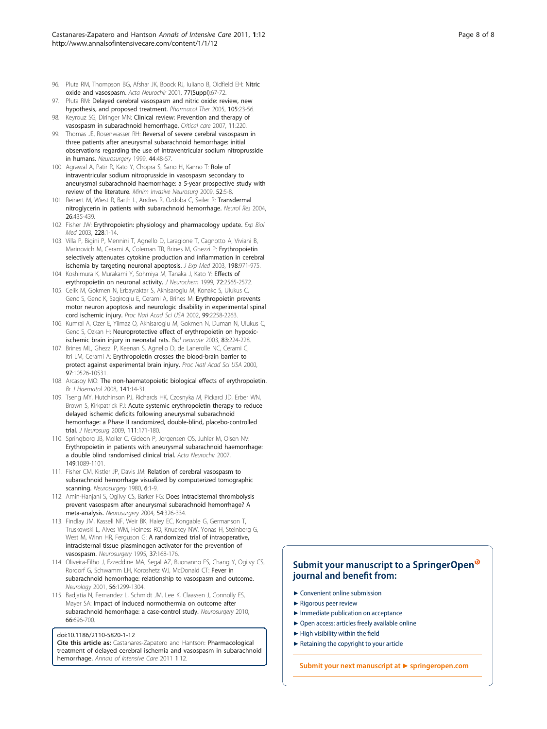96. Pluta RM, Thompson BG, Afshar JK, Boock RJ, Iuliano B, Oldfield EH: Nitric oxide and vasospasm. *Acta Neurochir* 2001, **77(Suppl)**:67-72.
97. Pluta RM: Delayed cerebral vasospasm and nitric oxide: review, new hypothesis, and proposed treatment. *Pharmacol Ther* 2005, **105**:23-56.
98. Keyrouz SG, Diringer MN: Clinical review: Prevention and therapy of vasospasm in subarachnoid hemorrhage. *Critical care* 2007, **11**:220.
99. Thomas JE, Rosenwasser RH: Reversal of severe cerebral vasospasm in three patients after aneurysmal subarachnoid hemorrhage: initial observations regarding the use of intraventricular sodium nitroprusside in humans. *Neurosurgery* 1999, **44**:48-57.
100. Agrawal A, Patir R, Kato Y, Chopra S, Sano H, Kanno T: Role of intraventricular sodium nitroprusside in vasospasm secondary to aneurysmal subarachnoid haemorrhage: a 5-year prospective study with review of the literature. *Minim Invasive Neurosurg* 2009, **52**:5-8.
101. Reinert M, Wiest R, Barth L, Andres R, Ozdoba C, Seiler R: Transdermal nitroglycerin in patients with subarachnoid hemorrhage. *Neurol Res* 2004, **26**:435-439.
102. Fisher JW: Erythropoietin: physiology and pharmacology update. *Exp Biol Med* 2003, **228**:1-14.
103. Villa P, Bigini P, Mennini T, Agnello D, Laragione T, Cagnotto A, Viviani B, Marinovich M, Cerami A, Coleman TR, Brines M, Ghezzi P: Erythropoietin selectively attenuates cytokine production and inflammation in cerebral ischemia by targeting neuronal apoptosis. *J Exp Med* 2003, **198**:971-975.
104. Koshimura K, Murakami Y, Sohmiya M, Tanaka J, Kato Y: Effects of erythropoietin on neuronal activity. *J Neurochem* 1999, **72**:2565-2572.
105. Celik M, Gokmen N, Erbayraktar S, Akhisaroglu M, Konakc S, Ulukus C, Genc S, Genc K, Sagiroglu E, Cerami A, Brines M: Erythropoietin prevents motor neuron apoptosis and neurologic disability in experimental spinal cord ischemic injury. *Proc Natl Acad Sci USA* 2002, **99**:2258-2263.
106. Kumral A, Ozer E, Yilmaz O, Akhisaroglu M, Gokmen N, Duman N, Ulukus C, Genc S, Ozkan H: Neuroprotective effect of erythropoietin on hypoxic-ischemic brain injury in neonatal rats. *Biol neonate* 2003, **83**:224-228.
107. Brines ML, Ghezzi P, Keenan S, Agnello D, de Lanerolle NC, Cerami C, Itri LM, Cerami A: Erythropoietin crosses the blood-brain barrier to protect against experimental brain injury. *Proc Natl Acad Sci USA* 2000, **97**:10526-10531.
108. Arcasoy MO: The non-haematopoietic biological effects of erythropoietin. *Br J Haematol* 2008, **141**:14-31.
109. Tseng MY, Hutchinson PJ, Richards HK, Czosnyka M, Pickard JD, Erber WN, Brown S, Kirkpatrick PJ: Acute systemic erythropoietin therapy to reduce delayed ischemic deficits following aneurysmal subarachnoid hemorrhage: a Phase II randomized, double-blind, placebo-controlled trial. *J Neurosurg* 2009, **111**:171-180.
110. Springborg JB, Moller C, Gideon P, Jorgensen OS, Juhler M, Olsen NV: Erythropoietin in patients with aneurysmal subarachnoid haemorrhage: a double blind randomised clinical trial. *Acta Neurochir* 2007, **149**:1089-1101.
111. Fisher CM, Kistler JP, Davis JM: Relation of cerebral vasospasm to subarachnoid hemorrhage visualized by computerized tomographic scanning. *Neurosurgery* 1980, **6**:1-9.
112. Amin-Hanjani S, Ogilvy CS, Barker FG: Does intracisternal thrombolysis prevent vasospasm after aneurysmal subarachnoid hemorrhage? A meta-analysis. *Neurosurgery* 2004, **54**:326-334.
113. Findlay JM, Kassell NF, Weir BK, Haley EC, Kongable G, Germanson T, Truskowski L, Alves WM, Holness RO, Knuckey NW, Yonas H, Steinberg G, West M, Winn HR, Ferguson G: A randomized trial of intraoperative, intracisternal tissue plasminogen activator for the prevention of vasospasm. *Neurosurgery* 1995, **37**:168-176.
114. Oliveira-Filho J, Ezzeddine MA, Segal AZ, Buonanno FS, Chang Y, Ogilvy CS, Rordorf G, Schwamm LH, Koroshetz WJ, McDonald CT: Fever in subarachnoid hemorrhage: relationship to vasospasm and outcome. *Neurology* 2001, **56**:1299-1304.
115. Badjatia N, Fernandez L, Schmidt JM, Lee K, Claassen J, Connolly ES, Mayer SA: Impact of induced normothermia on outcome after subarachnoid hemorrhage: a case-control study. *Neurosurgery* 2010, **66**:696-700.

doi:10.1186/2110-5820-1-12

**Cite this article as:** Castanares-Zapatero and Hantson: Pharmacological treatment of delayed cerebral ischemia and vasospasm in subarachnoid hemorrhage. *Annals of Intensive Care* 2011 **1**:12.

## Submit your manuscript to a SpringerOpen journal and benefit from:

- ► Convenient online submission
- ► Rigorous peer review
- ► Immediate publication on acceptance
- ► Open access: articles freely available online
- ► High visibility within the field
- ► Retaining the copyright to your article

**Submit your next manuscript at ► springeropen.com**